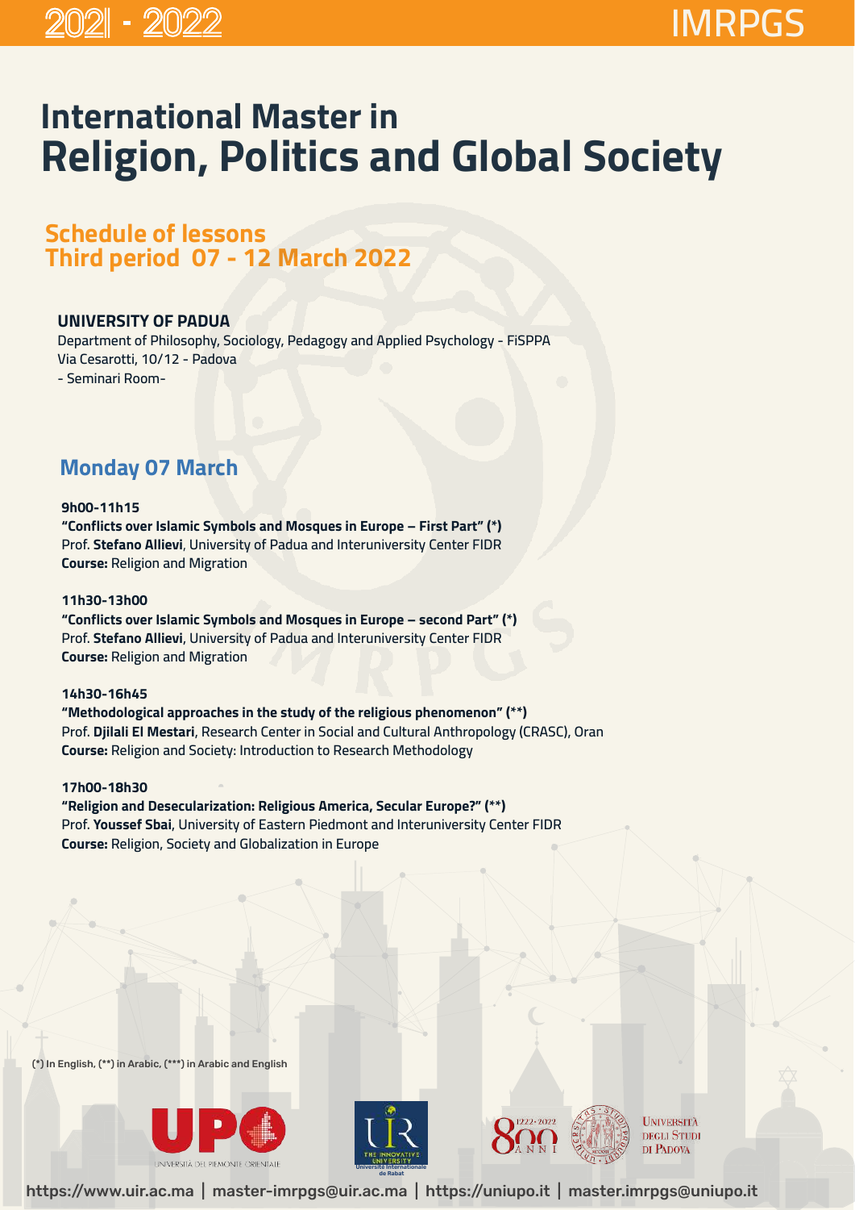# International Master in Religion, Politics and Global Society

## Schedule of lessons
## Third period 07 - 12 March 2022

**UNIVERSITY OF PADUA**
Department of Philosophy, Sociology, Pedagogy and Applied Psychology - FiSPPA
Via Cesarotti, 10/12 - Padova
- Seminari Room-

## Monday 07 March

**9h00-11h15**
**"Conflicts over Islamic Symbols and Mosques in Europe – First Part" (*)**
Prof. **Stefano Allievi**, University of Padua and Interuniversity Center FIDR
**Course:** Religion and Migration

**11h30-13h00**
**"Conflicts over Islamic Symbols and Mosques in Europe – second Part" (*)**
Prof. **Stefano Allievi**, University of Padua and Interuniversity Center FIDR
**Course:** Religion and Migration

**14h30-16h45**
**"Methodological approaches in the study of the religious phenomenon" (**)**
Prof. **Djilali El Mestari**, Research Center in Social and Cultural Anthropology (CRASC), Oran
**Course:** Religion and Society: Introduction to Research Methodology

**17h00-18h30**
**"Religion and Desecularization: Religious America, Secular Europe?" (**)**
Prof. **Youssef Sbai**, University of Eastern Piedmont and Interuniversity Center FIDR
**Course:** Religion, Society and Globalization in Europe

(*) In English, (**) in Arabic, (***) in Arabic and English

https://www.uir.ac.ma | master-imrpgs@uir.ac.ma | https://uniupo.it | master.imrpgs@uniupo.it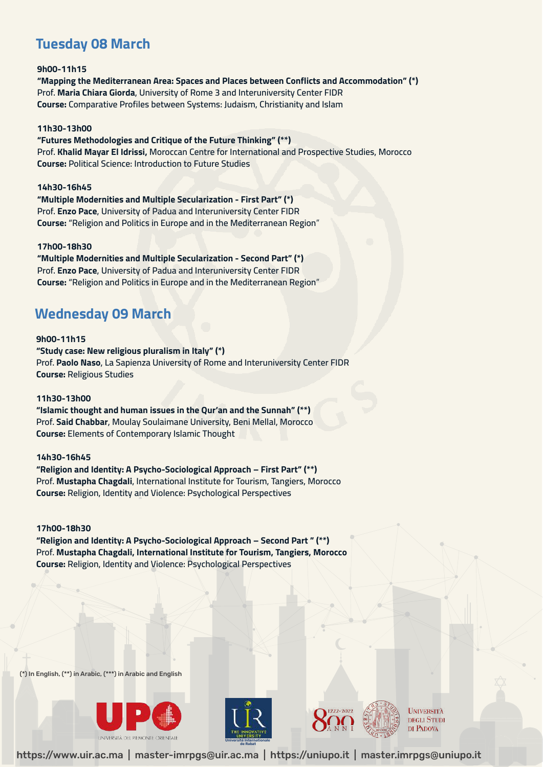## Tuesday 08 March

**9h00-11h15**
**"Mapping the Mediterranean Area: Spaces and Places between Conflicts and Accommodation" (*)**
Prof. **Maria Chiara Giorda**, University of Rome 3 and Interuniversity Center FIDR
**Course:** Comparative Profiles between Systems: Judaism, Christianity and Islam

**11h30-13h00**
**"Futures Methodologies and Critique of the Future Thinking" (**)**
Prof. **Khalid Mayar El Idrissi,** Moroccan Centre for International and Prospective Studies, Morocco
**Course:** Political Science: Introduction to Future Studies

**14h30-16h45**
**"Multiple Modernities and Multiple Secularization - First Part" (*)**
Prof. **Enzo Pace**, University of Padua and Interuniversity Center FIDR
**Course:** "Religion and Politics in Europe and in the Mediterranean Region"

**17h00-18h30**
**"Multiple Modernities and Multiple Secularization - Second Part" (*)**
Prof. **Enzo Pace**, University of Padua and Interuniversity Center FIDR
**Course:** "Religion and Politics in Europe and in the Mediterranean Region"

## Wednesday 09 March

**9h00-11h15**
**"Study case: New religious pluralism in Italy" (*)**
Prof. **Paolo Naso**, La Sapienza University of Rome and Interuniversity Center FIDR
**Course:** Religious Studies

**11h30-13h00**
**"Islamic thought and human issues in the Qur'an and the Sunnah" (**)**
Prof. **Said Chabbar**, Moulay Soulaimane University, Beni Mellal, Morocco
**Course:** Elements of Contemporary Islamic Thought

**14h30-16h45**
**"Religion and Identity: A Psycho-Sociological Approach – First Part" (**)**
Prof. **Mustapha Chagdali**, International Institute for Tourism, Tangiers, Morocco
**Course:** Religion, Identity and Violence: Psychological Perspectives

**17h00-18h30**
**"Religion and Identity: A Psycho-Sociological Approach – Second Part " (**)**
Prof. **Mustapha Chagdali, International Institute for Tourism, Tangiers, Morocco**
**Course:** Religion, Identity and Violence: Psychological Perspectives

(*) In English, (**) in Arabic, (***) in Arabic and English

UPO UNIVERSITÀ DEL PIEMONTE ORIENTALE | UIR THE INNOVATIVE UNIVERSITY Université Internationale de Rabat | 800 ANNI 1222-2022 UNIVERSITÀ DEGLI STUDI DI PADOVA

https://www.uir.ac.ma | master-imrpgs@uir.ac.ma | https://uniupo.it | master.imrpgs@uniupo.it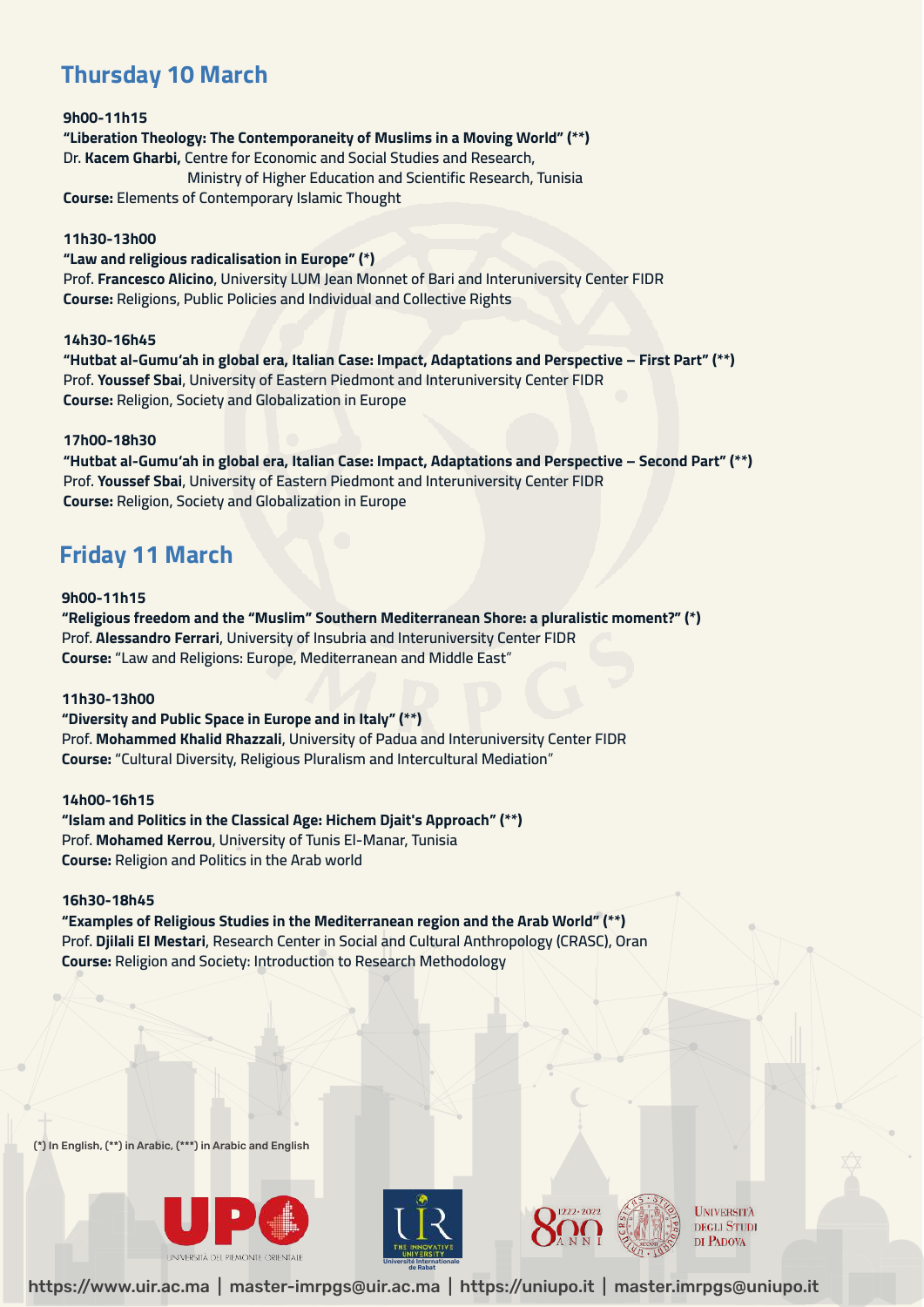## Thursday 10 March

**9h00-11h15**
**"Liberation Theology: The Contemporaneity of Muslims in a Moving World" (**)**
Dr. **Kacem Gharbi,** Centre for Economic and Social Studies and Research,
Ministry of Higher Education and Scientific Research, Tunisia
**Course:** Elements of Contemporary Islamic Thought

**11h30-13h00**
**"Law and religious radicalisation in Europe" (*)**
Prof. **Francesco Alicino**, University LUM Jean Monnet of Bari and Interuniversity Center FIDR
**Course:** Religions, Public Policies and Individual and Collective Rights

**14h30-16h45**
**"Hutbat al-Gumu'ah in global era, Italian Case: Impact, Adaptations and Perspective – First Part" (**)**
Prof. **Youssef Sbai**, University of Eastern Piedmont and Interuniversity Center FIDR
**Course:** Religion, Society and Globalization in Europe

**17h00-18h30**
**"Hutbat al-Gumu'ah in global era, Italian Case: Impact, Adaptations and Perspective – Second Part" (**)**
Prof. **Youssef Sbai**, University of Eastern Piedmont and Interuniversity Center FIDR
**Course:** Religion, Society and Globalization in Europe

## Friday 11 March

**9h00-11h15**
**"Religious freedom and the "Muslim" Southern Mediterranean Shore: a pluralistic moment?" (*)**
Prof. **Alessandro Ferrari**, University of Insubria and Interuniversity Center FIDR
**Course:** "Law and Religions: Europe, Mediterranean and Middle East"

**11h30-13h00**
**"Diversity and Public Space in Europe and in Italy" (**)**
Prof. **Mohammed Khalid Rhazzali**, University of Padua and Interuniversity Center FIDR
**Course:** "Cultural Diversity, Religious Pluralism and Intercultural Mediation"

**14h00-16h15**
**"Islam and Politics in the Classical Age: Hichem Djait's Approach" (**)**
Prof. **Mohamed Kerrou**, University of Tunis El-Manar, Tunisia
**Course:** Religion and Politics in the Arab world

**16h30-18h45**
**"Examples of Religious Studies in the Mediterranean region and the Arab World" (**)**
Prof. **Djilali El Mestari**, Research Center in Social and Cultural Anthropology (CRASC), Oran
**Course:** Religion and Society: Introduction to Research Methodology

(*) In English, (**) in Arabic, (***) in Arabic and English

https://www.uir.ac.ma | master-imrpgs@uir.ac.ma | https://uniupo.it | master.imrpgs@uniupo.it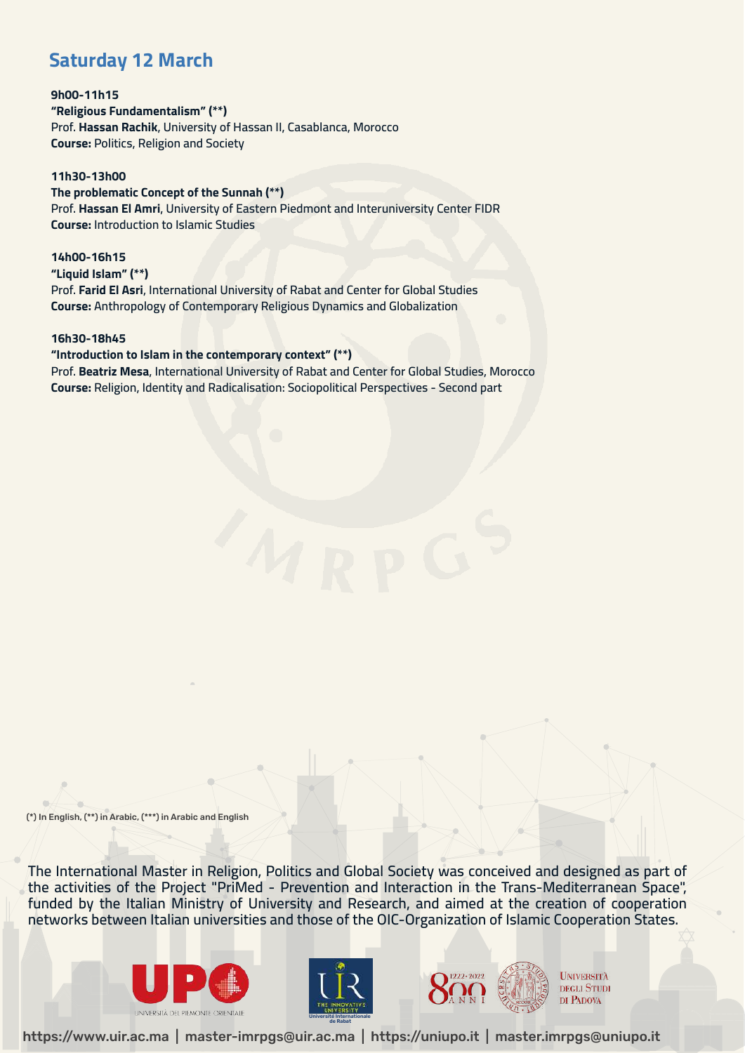## Saturday 12 March

**9h00-11h15**
**"Religious Fundamentalism" (**)**
Prof. **Hassan Rachik**, University of Hassan II, Casablanca, Morocco
**Course:** Politics, Religion and Society

**11h30-13h00**
**The problematic Concept of the Sunnah (**)**
Prof. **Hassan El Amri**, University of Eastern Piedmont and Interuniversity Center FIDR
**Course:** Introduction to Islamic Studies

**14h00-16h15**
**"Liquid Islam" (**)**
Prof. **Farid El Asri**, International University of Rabat and Center for Global Studies
**Course:** Anthropology of Contemporary Religious Dynamics and Globalization

**16h30-18h45**
**"Introduction to Islam in the contemporary context" (**)**
Prof. **Beatriz Mesa**, International University of Rabat and Center for Global Studies, Morocco
**Course:** Religion, Identity and Radicalisation: Sociopolitical Perspectives - Second part

(*) In English, (**) in Arabic, (***) in Arabic and English

The International Master in Religion, Politics and Global Society was conceived and designed as part of the activities of the Project "PriMed - Prevention and Interaction in the Trans-Mediterranean Space", funded by the Italian Ministry of University and Research, and aimed at the creation of cooperation networks between Italian universities and those of the OIC-Organization of Islamic Cooperation States.

UPO Università del Piemonte Orientale | UIR The Innovative University – Université Internationale de Rabat | 800 Anni 1222-2022 Università degli Studi di Padova

https://www.uir.ac.ma | master-imrpgs@uir.ac.ma | https://uniupo.it | master.imrpgs@uniupo.it